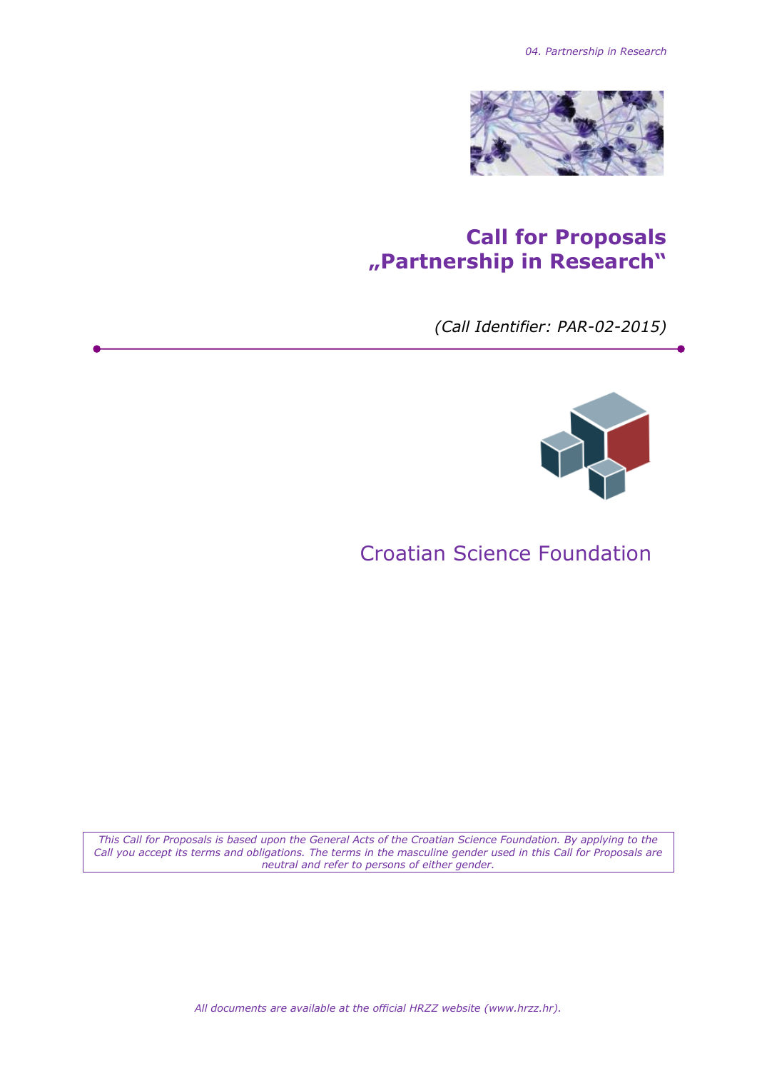# Call for Proposals „Partnership in Research"

*(Call Identifier: PAR-02-2015)*

Croatian Science Foundation

*This Call for Proposals is based upon the General Acts of the Croatian Science Foundation. By applying to the Call you accept its terms and obligations. The terms in the masculine gender used in this Call for Proposals are neutral and refer to persons of either gender.*

*All documents are available at the official HRZZ website (www.hrzz.hr).*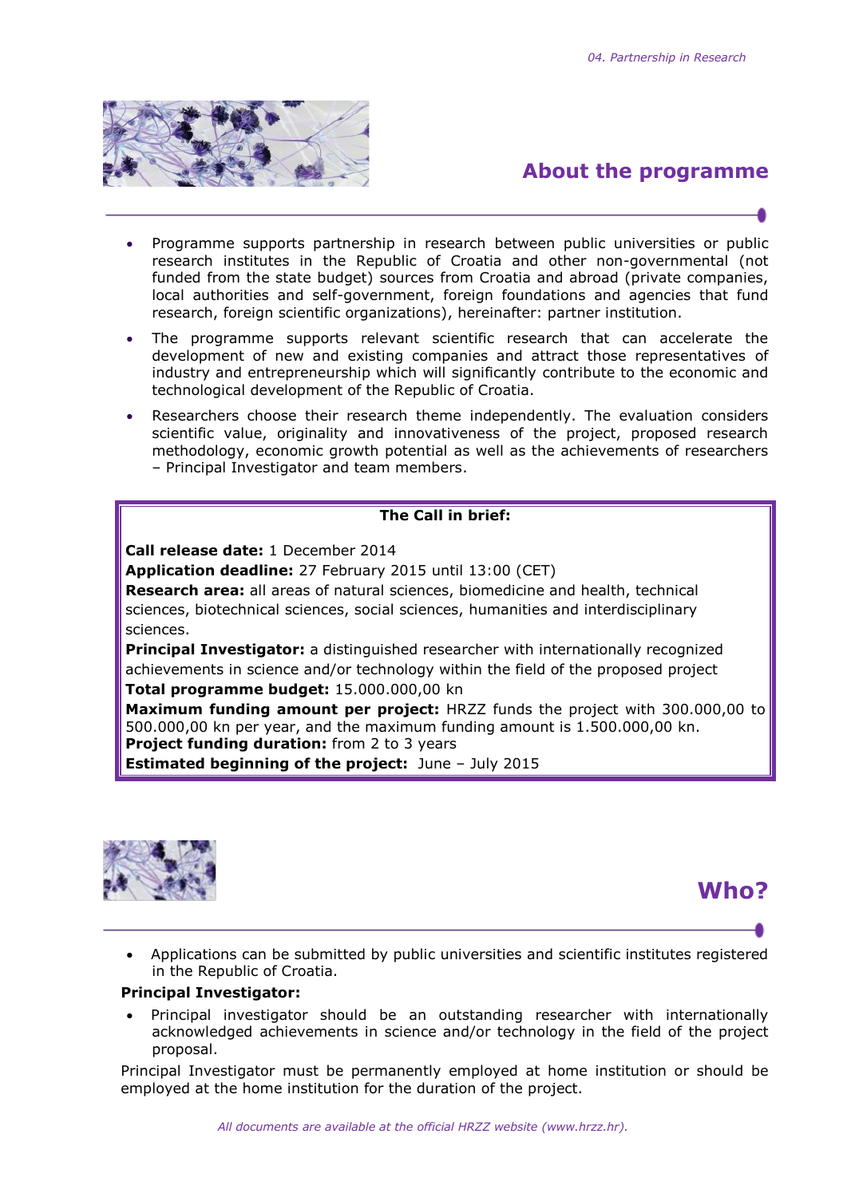## About the programme

- Programme supports partnership in research between public universities or public research institutes in the Republic of Croatia and other non-governmental (not funded from the state budget) sources from Croatia and abroad (private companies, local authorities and self-government, foreign foundations and agencies that fund research, foreign scientific organizations), hereinafter: partner institution.
- The programme supports relevant scientific research that can accelerate the development of new and existing companies and attract those representatives of industry and entrepreneurship which will significantly contribute to the economic and technological development of the Republic of Croatia.
- Researchers choose their research theme independently. The evaluation considers scientific value, originality and innovativeness of the project, proposed research methodology, economic growth potential as well as the achievements of researchers – Principal Investigator and team members.

**The Call in brief:**

**Call release date:** 1 December 2014
**Application deadline:** 27 February 2015 until 13:00 (CET)
**Research area:** all areas of natural sciences, biomedicine and health, technical sciences, biotechnical sciences, social sciences, humanities and interdisciplinary sciences.
**Principal Investigator:** a distinguished researcher with internationally recognized achievements in science and/or technology within the field of the proposed project
**Total programme budget:** 15.000.000,00 kn
**Maximum funding amount per project:** HRZZ funds the project with 300.000,00 to 500.000,00 kn per year, and the maximum funding amount is 1.500.000,00 kn.
**Project funding duration:** from 2 to 3 years
**Estimated beginning of the project:** June – July 2015

## Who?

- Applications can be submitted by public universities and scientific institutes registered in the Republic of Croatia.

**Principal Investigator:**

- Principal investigator should be an outstanding researcher with internationally acknowledged achievements in science and/or technology in the field of the project proposal.

Principal Investigator must be permanently employed at home institution or should be employed at the home institution for the duration of the project.

*All documents are available at the official HRZZ website (www.hrzz.hr).*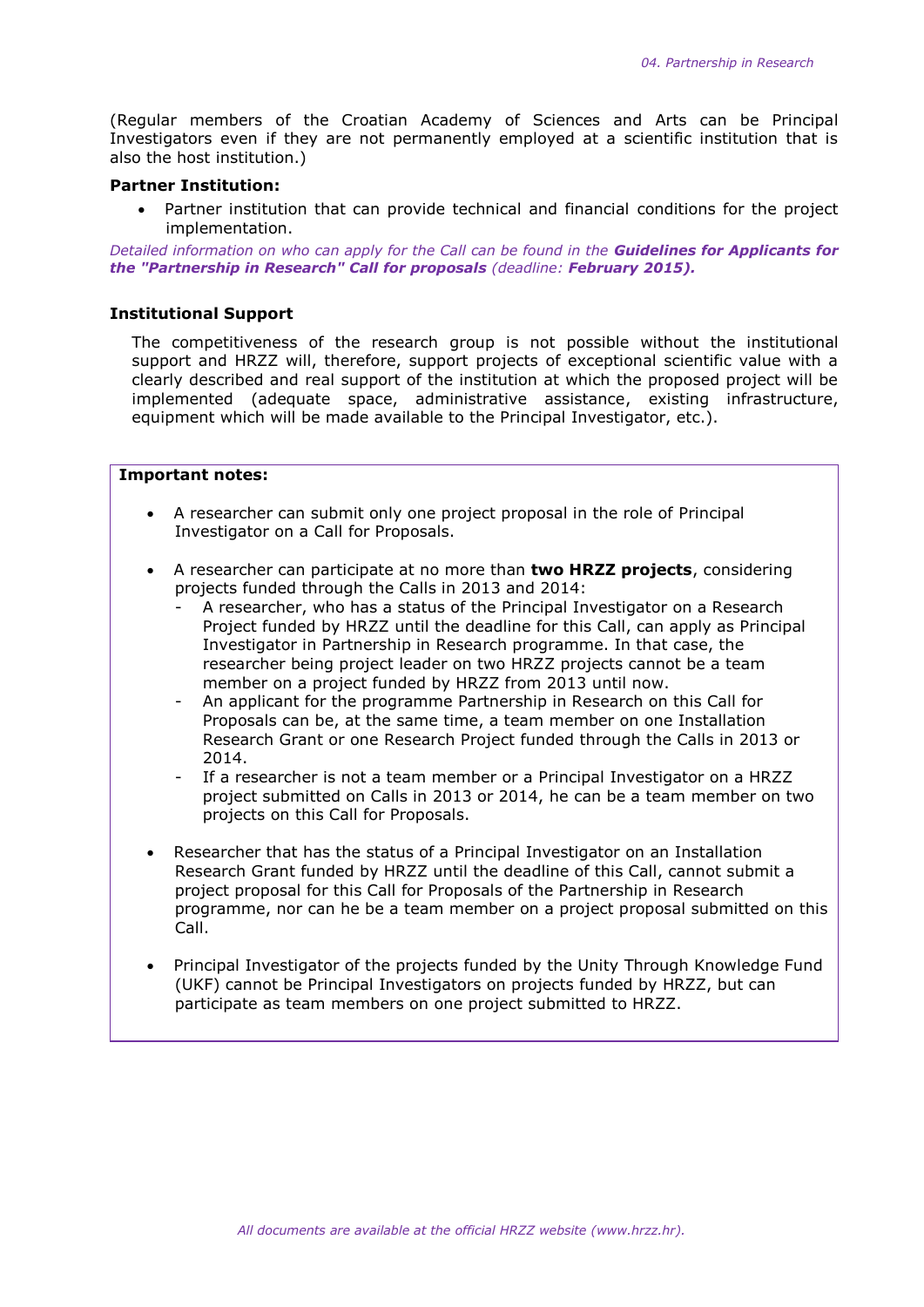(Regular members of the Croatian Academy of Sciences and Arts can be Principal Investigators even if they are not permanently employed at a scientific institution that is also the host institution.)

**Partner Institution:**

- Partner institution that can provide technical and financial conditions for the project implementation.

*Detailed information on who can apply for the Call can be found in the **Guidelines for Applicants for the "Partnership in Research" Call for proposals** (deadline: **February 2015).***

**Institutional Support**

The competitiveness of the research group is not possible without the institutional support and HRZZ will, therefore, support projects of exceptional scientific value with a clearly described and real support of the institution at which the proposed project will be implemented (adequate space, administrative assistance, existing infrastructure, equipment which will be made available to the Principal Investigator, etc.).

**Important notes:**

- A researcher can submit only one project proposal in the role of Principal Investigator on a Call for Proposals.

- A researcher can participate at no more than **two HRZZ projects**, considering projects funded through the Calls in 2013 and 2014:
  - A researcher, who has a status of the Principal Investigator on a Research Project funded by HRZZ until the deadline for this Call, can apply as Principal Investigator in Partnership in Research programme. In that case, the researcher being project leader on two HRZZ projects cannot be a team member on a project funded by HRZZ from 2013 until now.
  - An applicant for the programme Partnership in Research on this Call for Proposals can be, at the same time, a team member on one Installation Research Grant or one Research Project funded through the Calls in 2013 or 2014.
  - If a researcher is not a team member or a Principal Investigator on a HRZZ project submitted on Calls in 2013 or 2014, he can be a team member on two projects on this Call for Proposals.

- Researcher that has the status of a Principal Investigator on an Installation Research Grant funded by HRZZ until the deadline of this Call, cannot submit a project proposal for this Call for Proposals of the Partnership in Research programme, nor can he be a team member on a project proposal submitted on this Call.

- Principal Investigator of the projects funded by the Unity Through Knowledge Fund (UKF) cannot be Principal Investigators on projects funded by HRZZ, but can participate as team members on one project submitted to HRZZ.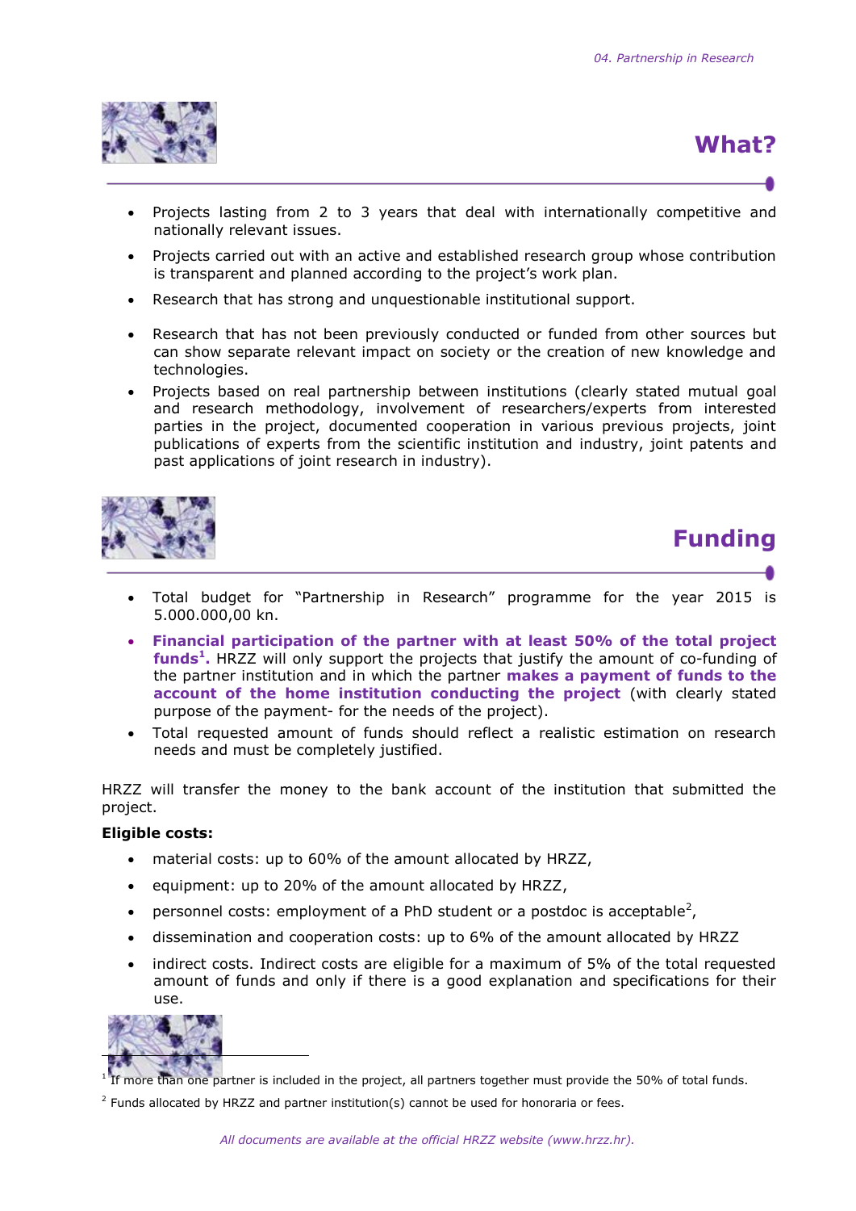## What?

- Projects lasting from 2 to 3 years that deal with internationally competitive and nationally relevant issues.
- Projects carried out with an active and established research group whose contribution is transparent and planned according to the project's work plan.
- Research that has strong and unquestionable institutional support.
- Research that has not been previously conducted or funded from other sources but can show separate relevant impact on society or the creation of new knowledge and technologies.
- Projects based on real partnership between institutions (clearly stated mutual goal and research methodology, involvement of researchers/experts from interested parties in the project, documented cooperation in various previous projects, joint publications of experts from the scientific institution and industry, joint patents and past applications of joint research in industry).

## Funding

- Total budget for "Partnership in Research" programme for the year 2015 is 5.000.000,00 kn.
- **Financial participation of the partner with at least 50% of the total project funds[1].** HRZZ will only support the projects that justify the amount of co-funding of the partner institution and in which the partner **makes a payment of funds to the account of the home institution conducting the project** (with clearly stated purpose of the payment- for the needs of the project).
- Total requested amount of funds should reflect a realistic estimation on research needs and must be completely justified.

HRZZ will transfer the money to the bank account of the institution that submitted the project.

**Eligible costs:**

- material costs: up to 60% of the amount allocated by HRZZ,
- equipment: up to 20% of the amount allocated by HRZZ,
- personnel costs: employment of a PhD student or a postdoc is acceptable[2],
- dissemination and cooperation costs: up to 6% of the amount allocated by HRZZ
- indirect costs. Indirect costs are eligible for a maximum of 5% of the total requested amount of funds and only if there is a good explanation and specifications for their use.

[1] If more than one partner is included in the project, all partners together must provide the 50% of total funds.

[2] Funds allocated by HRZZ and partner institution(s) cannot be used for honoraria or fees.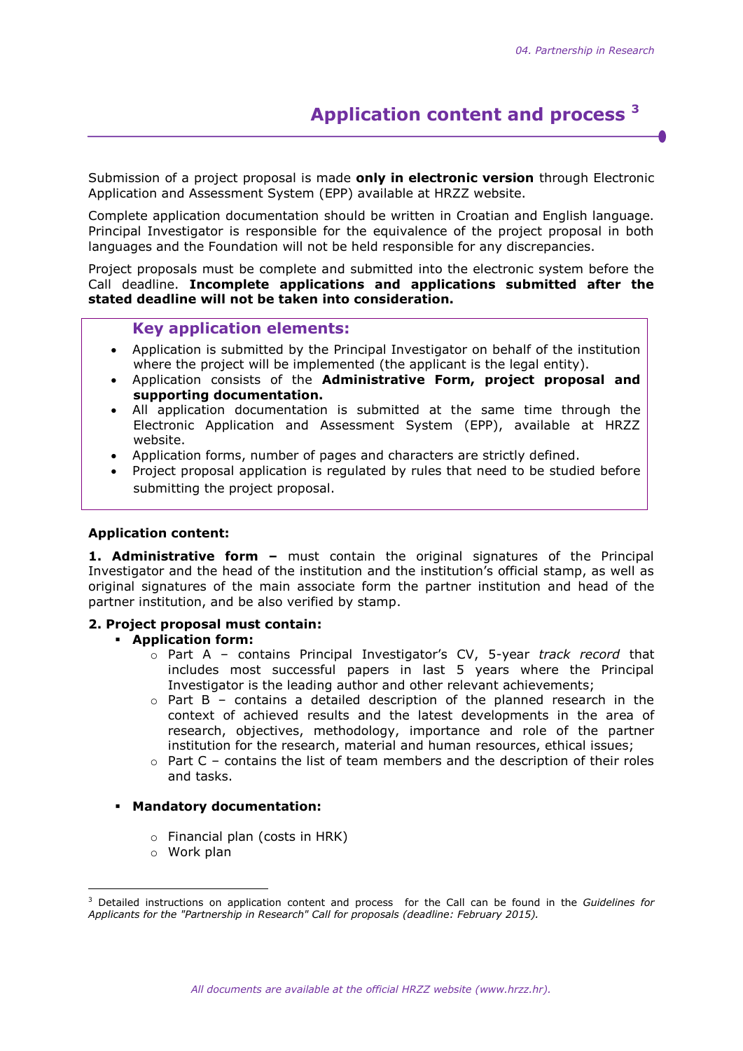# Application content and process [3]

Submission of a project proposal is made **only in electronic version** through Electronic Application and Assessment System (EPP) available at HRZZ website.

Complete application documentation should be written in Croatian and English language. Principal Investigator is responsible for the equivalence of the project proposal in both languages and the Foundation will not be held responsible for any discrepancies.

Project proposals must be complete and submitted into the electronic system before the Call deadline. **Incomplete applications and applications submitted after the stated deadline will not be taken into consideration.**

## Key application elements:

- Application is submitted by the Principal Investigator on behalf of the institution where the project will be implemented (the applicant is the legal entity).
- Application consists of the **Administrative Form, project proposal and supporting documentation.**
- All application documentation is submitted at the same time through the Electronic Application and Assessment System (EPP), available at HRZZ website.
- Application forms, number of pages and characters are strictly defined.
- Project proposal application is regulated by rules that need to be studied before submitting the project proposal.

**Application content:**

**1. Administrative form –** must contain the original signatures of the Principal Investigator and the head of the institution and the institution's official stamp, as well as original signatures of the main associate form the partner institution and head of the partner institution, and be also verified by stamp.

**2. Project proposal must contain:**

- **Application form:**
  - Part A – contains Principal Investigator's CV, 5-year *track record* that includes most successful papers in last 5 years where the Principal Investigator is the leading author and other relevant achievements;
  - Part B – contains a detailed description of the planned research in the context of achieved results and the latest developments in the area of research, objectives, methodology, importance and role of the partner institution for the research, material and human resources, ethical issues;
  - Part C – contains the list of team members and the description of their roles and tasks.

- **Mandatory documentation:**
  - Financial plan (costs in HRK)
  - Work plan

[3] Detailed instructions on application content and process for the Call can be found in the *Guidelines for Applicants for the "Partnership in Research" Call for proposals (deadline: February 2015).*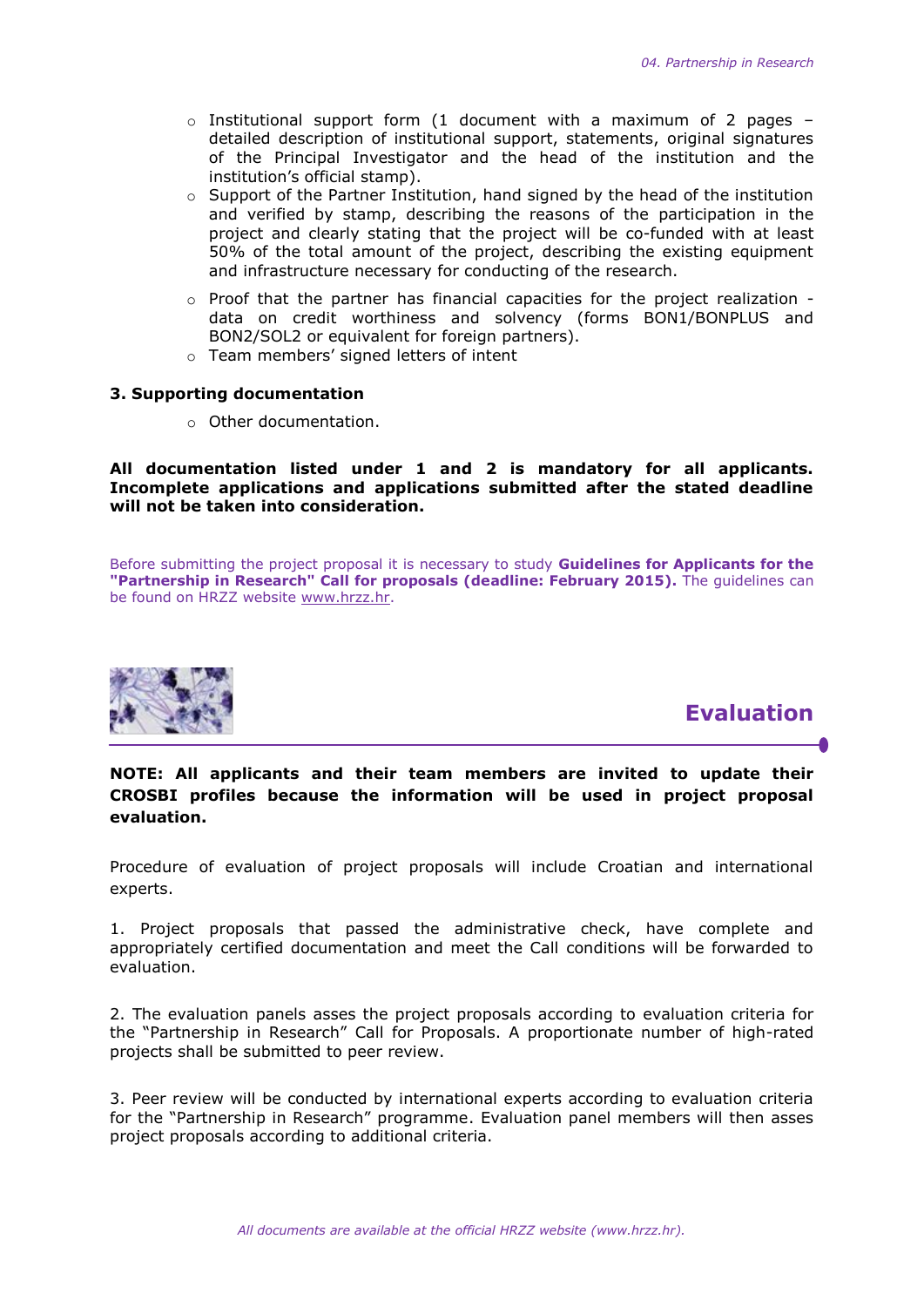- Institutional support form (1 document with a maximum of 2 pages – detailed description of institutional support, statements, original signatures of the Principal Investigator and the head of the institution and the institution's official stamp).
- Support of the Partner Institution, hand signed by the head of the institution and verified by stamp, describing the reasons of the participation in the project and clearly stating that the project will be co-funded with at least 50% of the total amount of the project, describing the existing equipment and infrastructure necessary for conducting of the research.
- Proof that the partner has financial capacities for the project realization - data on credit worthiness and solvency (forms BON1/BONPLUS and BON2/SOL2 or equivalent for foreign partners).
- Team members' signed letters of intent

**3. Supporting documentation**

- Other documentation.

**All documentation listed under 1 and 2 is mandatory for all applicants. Incomplete applications and applications submitted after the stated deadline will not be taken into consideration.**

Before submitting the project proposal it is necessary to study **Guidelines for Applicants for the "Partnership in Research" Call for proposals (deadline: February 2015).** The guidelines can be found on HRZZ website www.hrzz.hr.

## Evaluation

**NOTE: All applicants and their team members are invited to update their CROSBI profiles because the information will be used in project proposal evaluation.**

Procedure of evaluation of project proposals will include Croatian and international experts.

1. Project proposals that passed the administrative check, have complete and appropriately certified documentation and meet the Call conditions will be forwarded to evaluation.

2. The evaluation panels asses the project proposals according to evaluation criteria for the "Partnership in Research" Call for Proposals. A proportionate number of high-rated projects shall be submitted to peer review.

3. Peer review will be conducted by international experts according to evaluation criteria for the "Partnership in Research" programme. Evaluation panel members will then asses project proposals according to additional criteria.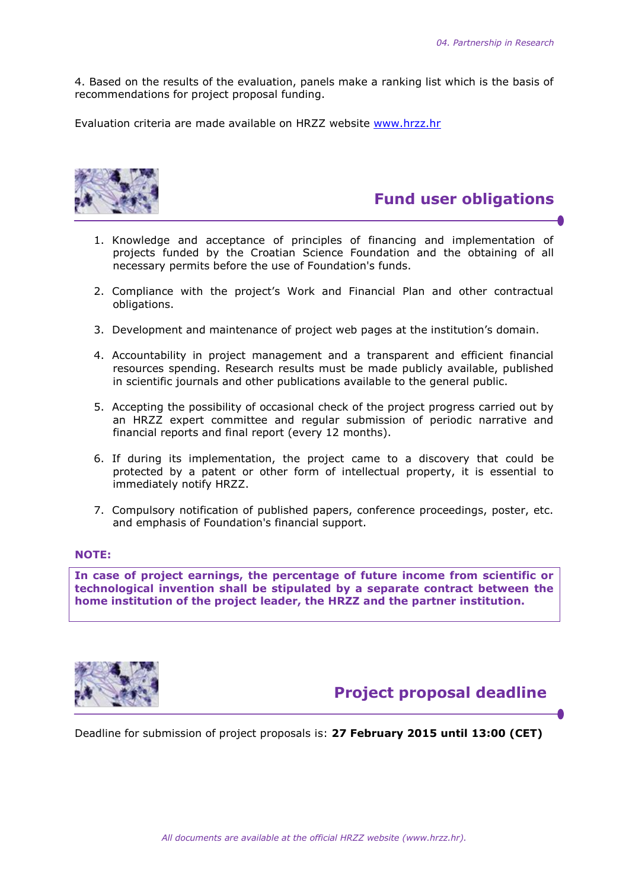4. Based on the results of the evaluation, panels make a ranking list which is the basis of recommendations for project proposal funding.

Evaluation criteria are made available on HRZZ website [www.hrzz.hr](http://www.hrzz.hr)

## Fund user obligations

1. Knowledge and acceptance of principles of financing and implementation of projects funded by the Croatian Science Foundation and the obtaining of all necessary permits before the use of Foundation's funds.
2. Compliance with the project's Work and Financial Plan and other contractual obligations.
3. Development and maintenance of project web pages at the institution's domain.
4. Accountability in project management and a transparent and efficient financial resources spending. Research results must be made publicly available, published in scientific journals and other publications available to the general public.
5. Accepting the possibility of occasional check of the project progress carried out by an HRZZ expert committee and regular submission of periodic narrative and financial reports and final report (every 12 months).
6. If during its implementation, the project came to a discovery that could be protected by a patent or other form of intellectual property, it is essential to immediately notify HRZZ.
7. Compulsory notification of published papers, conference proceedings, poster, etc. and emphasis of Foundation's financial support.

**NOTE:**

**In case of project earnings, the percentage of future income from scientific or technological invention shall be stipulated by a separate contract between the home institution of the project leader, the HRZZ and the partner institution.**

## Project proposal deadline

Deadline for submission of project proposals is: **27 February 2015 until 13:00 (CET)**

*All documents are available at the official HRZZ website (www.hrzz.hr).*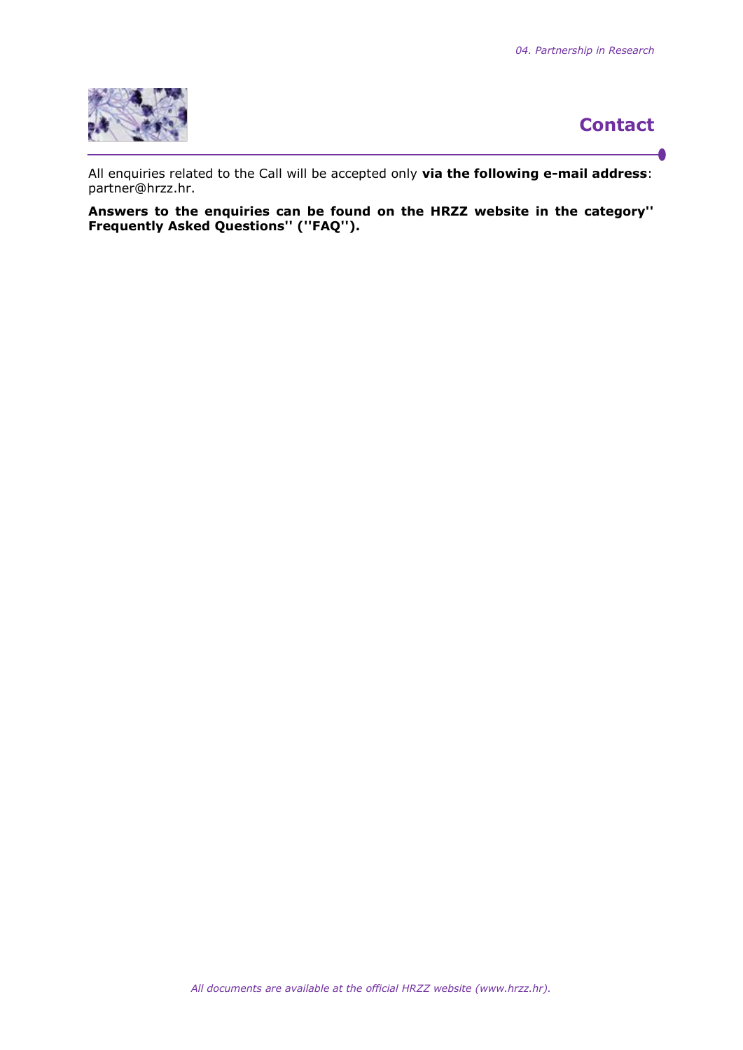## Contact

All enquiries related to the Call will be accepted only **via the following e-mail address**: partner@hrzz.hr.

**Answers to the enquiries can be found on the HRZZ website in the category'' Frequently Asked Questions'' (''FAQ'').**

*All documents are available at the official HRZZ website (www.hrzz.hr).*